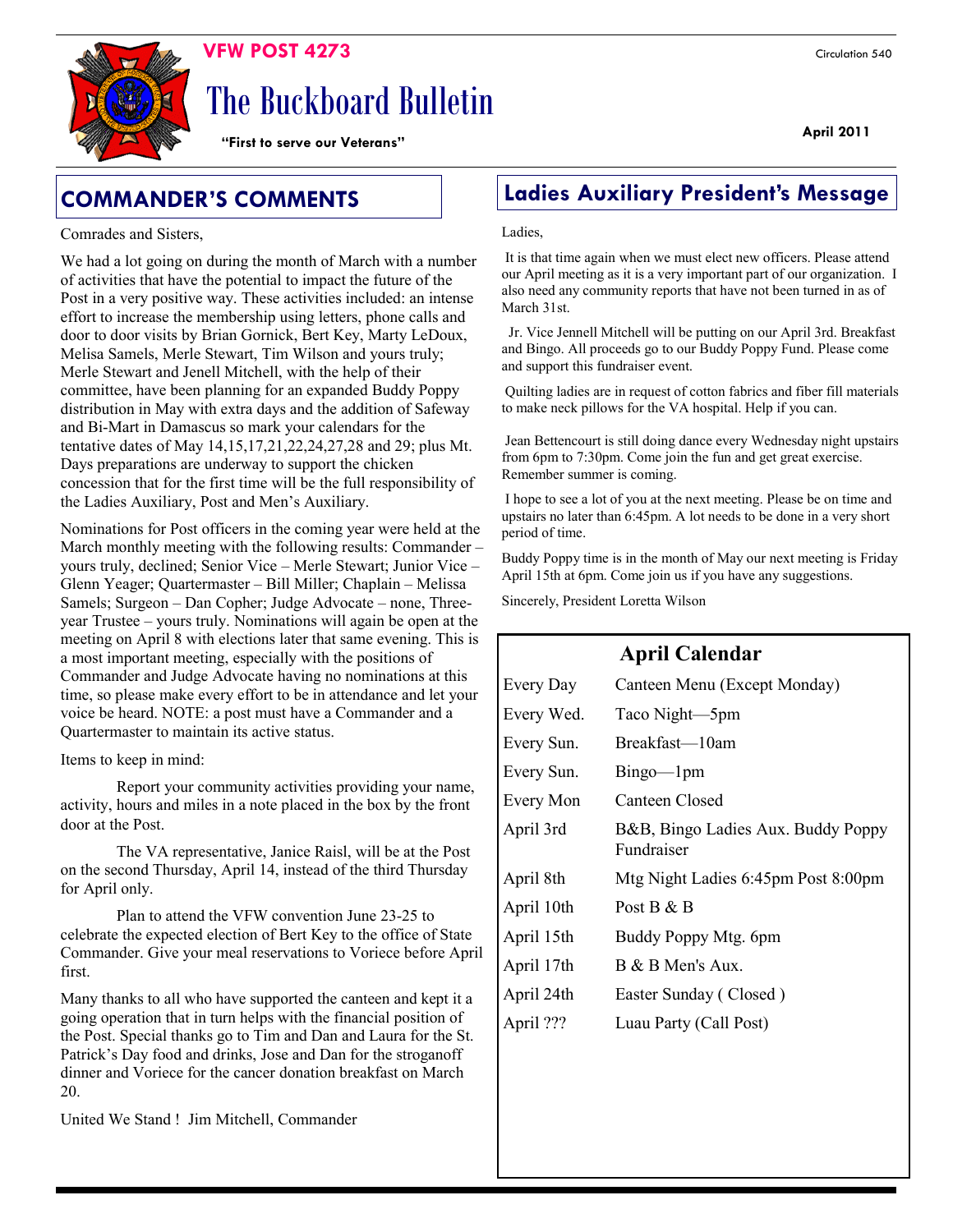**VFW POST 4273**

# The Buckboard Bulletin

**"First to serve our Veterans"**

Circulation 540

**April 2011**

## COMMANDER'S COMMENTS

Comrades and Sisters,

We had a lot going on during the month of March with a number of activities that have the potential to impact the future of the Post in a very positive way. These activities included: an intense effort to increase the membership using letters, phone calls and door to door visits by Brian Gornick, Bert Key, Marty LeDoux, Melisa Samels, Merle Stewart, Tim Wilson and yours truly; Merle Stewart and Jenell Mitchell, with the help of their committee, have been planning for an expanded Buddy Poppy distribution in May with extra days and the addition of Safeway and Bi-Mart in Damascus so mark your calendars for the tentative dates of May 14,15,17,21,22,24,27,28 and 29; plus Mt. Days preparations are underway to support the chicken concession that for the first time will be the full responsibility of the Ladies Auxiliary, Post and Men's Auxiliary.

Nominations for Post officers in the coming year were held at the March monthly meeting with the following results: Commander – yours truly, declined; Senior Vice – Merle Stewart; Junior Vice – Glenn Yeager; Quartermaster – Bill Miller; Chaplain – Melissa Samels; Surgeon – Dan Copher; Judge Advocate – none, Three-year Trustee – yours truly. Nominations will again be open at the meeting on April 8 with elections later that same evening. This is a most important meeting, especially with the positions of Commander and Judge Advocate having no nominations at this time, so please make every effort to be in attendance and let your voice be heard. NOTE: a post must have a Commander and a Quartermaster to maintain its active status.

Items to keep in mind:

Report your community activities providing your name, activity, hours and miles in a note placed in the box by the front door at the Post.

The VA representative, Janice Raisl, will be at the Post on the second Thursday, April 14, instead of the third Thursday for April only.

Plan to attend the VFW convention June 23-25 to celebrate the expected election of Bert Key to the office of State Commander. Give your meal reservations to Voriece before April first.

Many thanks to all who have supported the canteen and kept it a going operation that in turn helps with the financial position of the Post. Special thanks go to Tim and Dan and Laura for the St. Patrick's Day food and drinks, Jose and Dan for the stroganoff dinner and Voriece for the cancer donation breakfast on March 20.

United We Stand ! Jim Mitchell, Commander

## Ladies Auxiliary President's Message

Ladies,

It is that time again when we must elect new officers. Please attend our April meeting as it is a very important part of our organization. I also need any community reports that have not been turned in as of March 31st.

Jr. Vice Jennell Mitchell will be putting on our April 3rd. Breakfast and Bingo. All proceeds go to our Buddy Poppy Fund. Please come and support this fundraiser event.

Quilting ladies are in request of cotton fabrics and fiber fill materials to make neck pillows for the VA hospital. Help if you can.

Jean Bettencourt is still doing dance every Wednesday night upstairs from 6pm to 7:30pm. Come join the fun and get great exercise. Remember summer is coming.

I hope to see a lot of you at the next meeting. Please be on time and upstairs no later than 6:45pm. A lot needs to be done in a very short period of time.

Buddy Poppy time is in the month of May our next meeting is Friday April 15th at 6pm. Come join us if you have any suggestions.

Sincerely, President Loretta Wilson

## April Calendar

| | |
|---|---|
| Every Day | Canteen Menu (Except Monday) |
| Every Wed. | Taco Night—5pm |
| Every Sun. | Breakfast—10am |
| Every Sun. | Bingo—1pm |
| Every Mon | Canteen Closed |
| April 3rd | B&B, Bingo Ladies Aux. Buddy Poppy Fundraiser |
| April 8th | Mtg Night Ladies 6:45pm Post 8:00pm |
| April 10th | Post B & B |
| April 15th | Buddy Poppy Mtg. 6pm |
| April 17th | B & B Men's Aux. |
| April 24th | Easter Sunday ( Closed ) |
| April ??? | Luau Party (Call Post) |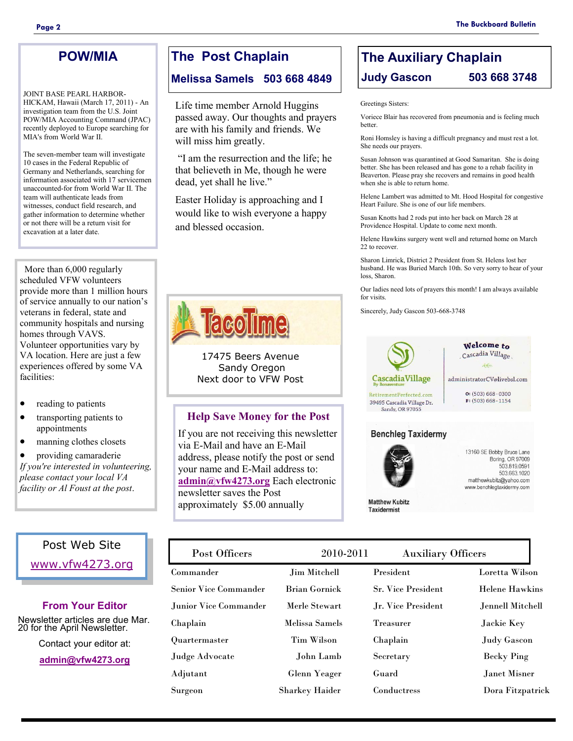## POW/MIA

JOINT BASE PEARL HARBOR-HICKAM, Hawaii (March 17, 2011) - An investigation team from the U.S. Joint POW/MIA Accounting Command (JPAC) recently deployed to Europe searching for MIA's from World War II.

The seven-member team will investigate 10 cases in the Federal Republic of Germany and Netherlands, searching for information associated with 17 servicemen unaccounted-for from World War II. The team will authenticate leads from witnesses, conduct field research, and gather information to determine whether or not there will be a return visit for excavation at a later date.

More than 6,000 regularly scheduled VFW volunteers provide more than 1 million hours of service annually to our nation's veterans in federal, state and community hospitals and nursing homes through VAVS. Volunteer opportunities vary by VA location. Here are just a few experiences offered by some VA facilities:

- reading to patients
- transporting patients to appointments
- manning clothes closets
- providing camaraderie

*If you're interested in volunteering, please contact your local VA facility or Al Foust at the post.*

## Post Web Site

www.vfw4273.org

## From Your Editor

Newsletter articles are due Mar. 20 for the April Newsletter.

Contact your editor at:

**admin@vfw4273.org**

## The Post Chaplain

### Melissa Samels 503 668 4849

Life time member Arnold Huggins passed away. Our thoughts and prayers are with his family and friends. We will miss him greatly.

"I am the resurrection and the life; he that believeth in Me, though he were dead, yet shall he live."

Easter Holiday is approaching and I would like to wish everyone a happy and blessed occasion.

TacoTime

17475 Beers Avenue
Sandy Oregon
Next door to VFW Post

## Help Save Money for the Post

If you are not receiving this newsletter via E-Mail and have an E-Mail address, please notify the post or send your name and E-Mail address to: **admin@vfw4273.org** Each electronic newsletter saves the Post approximately $5.00 annually

## The Auxiliary Chaplain

### Judy Gascon 503 668 3748

Greetings Sisters:

Voriece Blair has recovered from pneumonia and is feeling much better.

Roni Homsley is having a difficult pregnancy and must rest a lot. She needs our prayers.

Susan Johnson was quarantined at Good Samaritan. She is doing better. She has been released and has gone to a rehab facility in Beaverton. Please pray she recovers and remains in good health when she is able to return home.

Helene Lambert was admitted to Mt. Hood Hospital for congestive Heart Failure. She is one of our life members.

Susan Knotts had 2 rods put into her back on March 28 at Providence Hospital. Update to come next month.

Helene Hawkins surgery went well and returned home on March 22 to recover.

Sharon Limrick, District 2 President from St. Helens lost her husband. He was Buried March 10th. So very sorry to hear of your loss, Sharon.

Our ladies need lots of prayers this month! I am always available for visits.

Sincerely, Judy Gascon 503-668-3748

Cascadia Village By Bonaventure
RetirementPerfected.com
39495 Cascadia Village Dr.
Sandy, OR 97055

Welcome to Cascadia Village
administratorCV@livebsl.com
O: (503) 668-0300
F: (503) 668-1154

Benchleg Taxidermy

13160 SE Bobby Bruce Lane
Boring, OR 97009
503.819.0591
503.663.1020
matthewkubitz@yahoo.com
www.benchlegtaxidermy.com

Matthew Kubitz
Taxidermist

| Post Officers | 2010-2011 | Auxiliary Officers | |
|---|---|---|---|
| Commander | Jim Mitchell | President | Loretta Wilson |
| Senior Vice Commander | Brian Gornick | Sr. Vice President | Helene Hawkins |
| Junior Vice Commander | Merle Stewart | Jr. Vice President | Jennell Mitchell |
| Chaplain | Melissa Samels | Treasurer | Jackie Key |
| Quartermaster | Tim Wilson | Chaplain | Judy Gascon |
| Judge Advocate | John Lamb | Secretary | Becky Ping |
| Adjutant | Glenn Yeager | Guard | Janet Misner |
| Surgeon | Sharkey Haider | Conductress | Dora Fitzpatrick |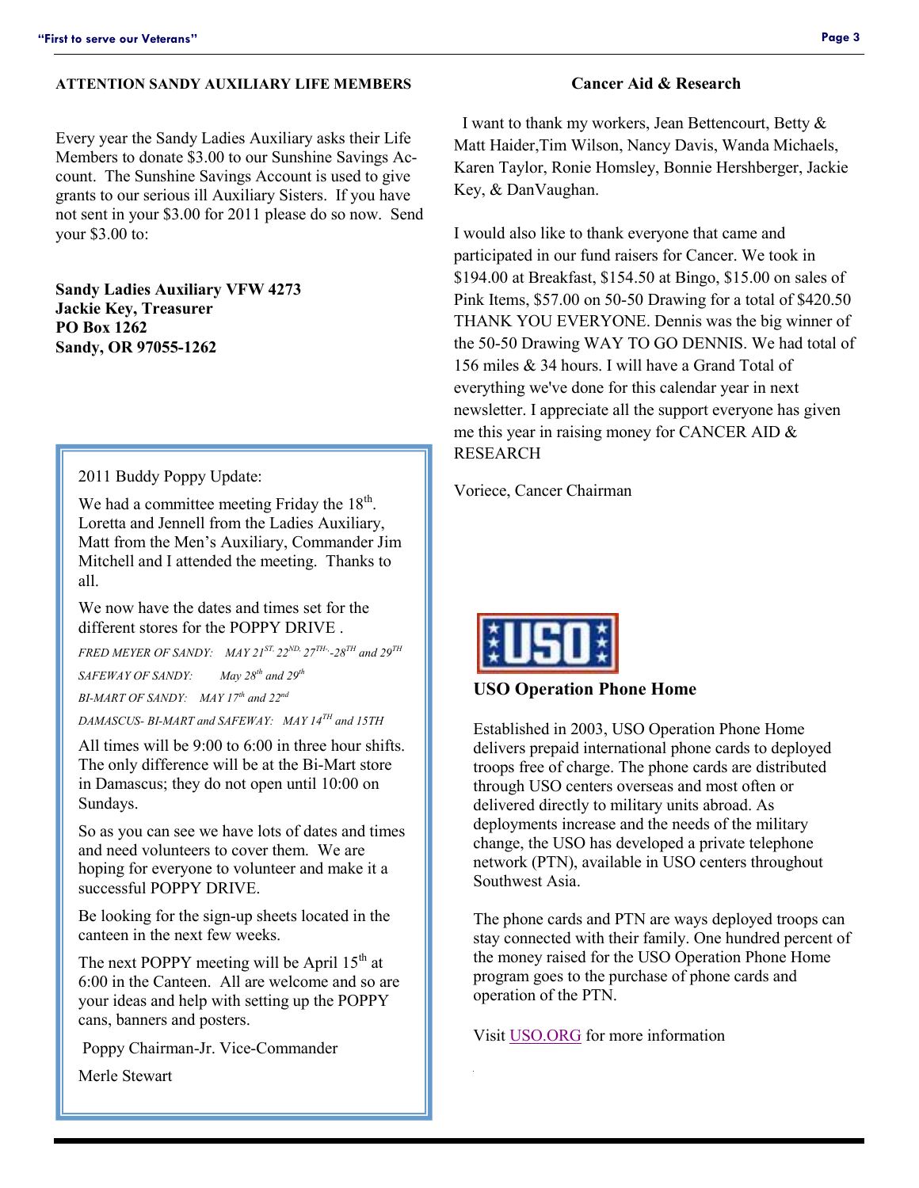## ATTENTION SANDY AUXILIARY LIFE MEMBERS

Every year the Sandy Ladies Auxiliary asks their Life Members to donate $3.00 to our Sunshine Savings Account. The Sunshine Savings Account is used to give grants to our serious ill Auxiliary Sisters. If you have not sent in your $3.00 for 2011 please do so now. Send your $3.00 to:

**Sandy Ladies Auxiliary VFW 4273**
**Jackie Key, Treasurer**
**PO Box 1262**
**Sandy, OR 97055-1262**

2011 Buddy Poppy Update:

We had a committee meeting Friday the 18th. Loretta and Jennell from the Ladies Auxiliary, Matt from the Men's Auxiliary, Commander Jim Mitchell and I attended the meeting. Thanks to all.

We now have the dates and times set for the different stores for the POPPY DRIVE .

*FRED MEYER OF SANDY: MAY 21ST, 22ND, 27TH, -28TH and 29TH*

*SAFEWAY OF SANDY: May 28th and 29th*

*BI-MART OF SANDY: MAY 17th and 22nd*

*DAMASCUS- BI-MART and SAFEWAY: MAY 14TH and 15TH*

All times will be 9:00 to 6:00 in three hour shifts. The only difference will be at the Bi-Mart store in Damascus; they do not open until 10:00 on Sundays.

So as you can see we have lots of dates and times and need volunteers to cover them. We are hoping for everyone to volunteer and make it a successful POPPY DRIVE.

Be looking for the sign-up sheets located in the canteen in the next few weeks.

The next POPPY meeting will be April 15th at 6:00 in the Canteen. All are welcome and so are your ideas and help with setting up the POPPY cans, banners and posters.

Poppy Chairman-Jr. Vice-Commander

Merle Stewart

## Cancer Aid & Research

I want to thank my workers, Jean Bettencourt, Betty & Matt Haider,Tim Wilson, Nancy Davis, Wanda Michaels, Karen Taylor, Ronie Homsley, Bonnie Hershberger, Jackie Key, & DanVaughan.

I would also like to thank everyone that came and participated in our fund raisers for Cancer. We took in $194.00 at Breakfast, $154.50 at Bingo, $15.00 on sales of Pink Items, $57.00 on 50-50 Drawing for a total of $420.50 THANK YOU EVERYONE. Dennis was the big winner of the 50-50 Drawing WAY TO GO DENNIS. We had total of 156 miles & 34 hours. I will have a Grand Total of everything we've done for this calendar year in next newsletter. I appreciate all the support everyone has given me this year in raising money for CANCER AID & RESEARCH

Voriece, Cancer Chairman

USO

## USO Operation Phone Home

Established in 2003, USO Operation Phone Home delivers prepaid international phone cards to deployed troops free of charge. The phone cards are distributed through USO centers overseas and most often or delivered directly to military units abroad. As deployments increase and the needs of the military change, the USO has developed a private telephone network (PTN), available in USO centers throughout Southwest Asia.

The phone cards and PTN are ways deployed troops can stay connected with their family. One hundred percent of the money raised for the USO Operation Phone Home program goes to the purchase of phone cards and operation of the PTN.

Visit USO.ORG for more information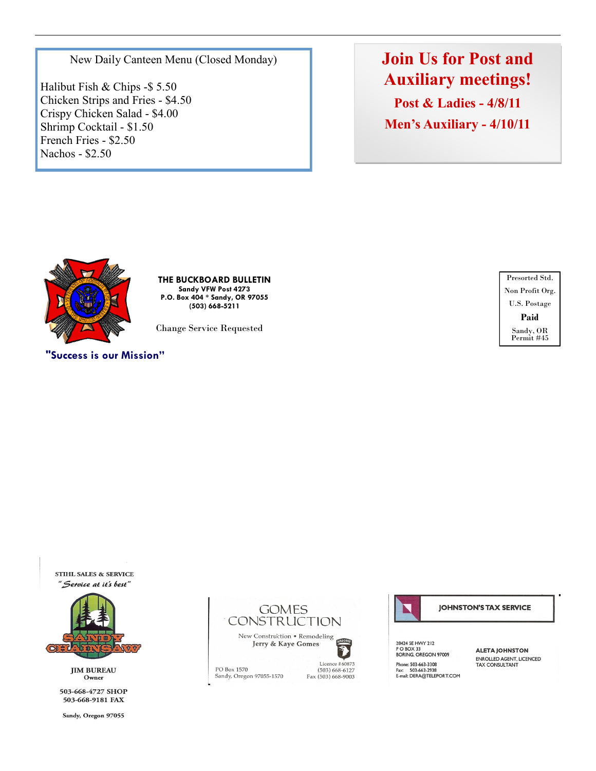New Daily Canteen Menu (Closed Monday)

Halibut Fish & Chips -$ 5.50
Chicken Strips and Fries - $4.50
Crispy Chicken Salad - $4.00
Shrimp Cocktail - $1.50
French Fries - $2.50
Nachos - $2.50

## Join Us for Post and Auxiliary meetings!

**Post & Ladies - 4/8/11**

**Men's Auxiliary - 4/10/11**

**THE BUCKBOARD BULLETIN**
**Sandy VFW Post 4273**
**P.O. Box 404 * Sandy, OR 97055**
**(503) 668-5211**

Change Service Requested

**"Success is our Mission"**

Presorted Std.
Non Profit Org.
U.S. Postage
**Paid**
Sandy, OR
Permit #45

STIHL SALES & SERVICE
*"Service at it's best"*
SANDY CHAINSAW
JIM BUREAU
Owner
503-668-4727 SHOP
503-668-9181 FAX
Sandy, Oregon 97055

GOMES CONSTRUCTION
New Construction • Remodeling
Jerry & Kaye Gomes
Licence # 60873
PO Box 1570
Sandy, Oregon 97055-1570
(503) 668-6127
Fax (503) 668-9003

JOHNSTON'S TAX SERVICE
28424 SE HWY 212
P O BOX 33
BORING, OREGON 97009
Phone: 503-663-3308
Fax: 503-663-2938
E-mail: DERA@TELEPORT.COM
ALETA JOHNSTON
ENROLLED AGENT, LICENCED TAX CONSULTANT